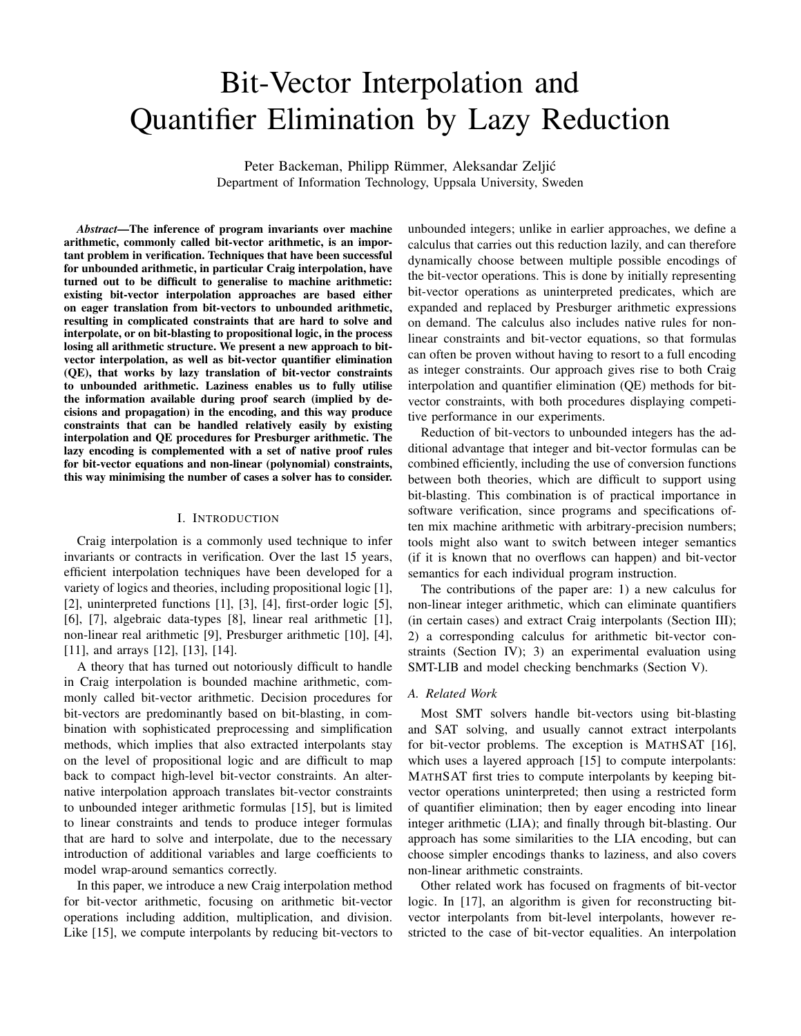# Bit-Vector Interpolation and Quantifier Elimination by Lazy Reduction

Peter Backeman, Philipp Rümmer, Aleksandar Zeljić
Department of Information Technology, Uppsala University, Sweden

***Abstract*—The inference of program invariants over machine arithmetic, commonly called bit-vector arithmetic, is an important problem in verification. Techniques that have been successful for unbounded arithmetic, in particular Craig interpolation, have turned out to be difficult to generalise to machine arithmetic: existing bit-vector interpolation approaches are based either on eager translation from bit-vectors to unbounded arithmetic, resulting in complicated constraints that are hard to solve and interpolate, or on bit-blasting to propositional logic, in the process losing all arithmetic structure. We present a new approach to bit-vector interpolation, as well as bit-vector quantifier elimination (QE), that works by lazy translation of bit-vector constraints to unbounded arithmetic. Laziness enables us to fully utilise the information available during proof search (implied by decisions and propagation) in the encoding, and this way produce constraints that can be handled relatively easily by existing interpolation and QE procedures for Presburger arithmetic. The lazy encoding is complemented with a set of native proof rules for bit-vector equations and non-linear (polynomial) constraints, this way minimising the number of cases a solver has to consider.**

## I. Introduction

Craig interpolation is a commonly used technique to infer invariants or contracts in verification. Over the last 15 years, efficient interpolation techniques have been developed for a variety of logics and theories, including propositional logic [1], [2], uninterpreted functions [1], [3], [4], first-order logic [5], [6], [7], algebraic data-types [8], linear real arithmetic [1], non-linear real arithmetic [9], Presburger arithmetic [10], [4], [11], and arrays [12], [13], [14].

A theory that has turned out notoriously difficult to handle in Craig interpolation is bounded machine arithmetic, commonly called bit-vector arithmetic. Decision procedures for bit-vectors are predominantly based on bit-blasting, in combination with sophisticated preprocessing and simplification methods, which implies that also extracted interpolants stay on the level of propositional logic and are difficult to map back to compact high-level bit-vector constraints. An alternative interpolation approach translates bit-vector constraints to unbounded integer arithmetic formulas [15], but is limited to linear constraints and tends to produce integer formulas that are hard to solve and interpolate, due to the necessary introduction of additional variables and large coefficients to model wrap-around semantics correctly.

In this paper, we introduce a new Craig interpolation method for bit-vector arithmetic, focusing on arithmetic bit-vector operations including addition, multiplication, and division. Like [15], we compute interpolants by reducing bit-vectors to unbounded integers; unlike in earlier approaches, we define a calculus that carries out this reduction lazily, and can therefore dynamically choose between multiple possible encodings of the bit-vector operations. This is done by initially representing bit-vector operations as uninterpreted predicates, which are expanded and replaced by Presburger arithmetic expressions on demand. The calculus also includes native rules for non-linear constraints and bit-vector equations, so that formulas can often be proven without having to resort to a full encoding as integer constraints. Our approach gives rise to both Craig interpolation and quantifier elimination (QE) methods for bit-vector constraints, with both procedures displaying competitive performance in our experiments.

Reduction of bit-vectors to unbounded integers has the additional advantage that integer and bit-vector formulas can be combined efficiently, including the use of conversion functions between both theories, which are difficult to support using bit-blasting. This combination is of practical importance in software verification, since programs and specifications often mix machine arithmetic with arbitrary-precision numbers; tools might also want to switch between integer semantics (if it is known that no overflows can happen) and bit-vector semantics for each individual program instruction.

The contributions of the paper are: 1) a new calculus for non-linear integer arithmetic, which can eliminate quantifiers (in certain cases) and extract Craig interpolants (Section III); 2) a corresponding calculus for arithmetic bit-vector constraints (Section IV); 3) an experimental evaluation using SMT-LIB and model checking benchmarks (Section V).

### A. Related Work

Most SMT solvers handle bit-vectors using bit-blasting and SAT solving, and usually cannot extract interpolants for bit-vector problems. The exception is MathSAT [16], which uses a layered approach [15] to compute interpolants: MathSAT first tries to compute interpolants by keeping bit-vector operations uninterpreted; then using a restricted form of quantifier elimination; then by eager encoding into linear integer arithmetic (LIA); and finally through bit-blasting. Our approach has some similarities to the LIA encoding, but can choose simpler encodings thanks to laziness, and also covers non-linear arithmetic constraints.

Other related work has focused on fragments of bit-vector logic. In [17], an algorithm is given for reconstructing bit-vector interpolants from bit-level interpolants, however restricted to the case of bit-vector equalities. An interpolation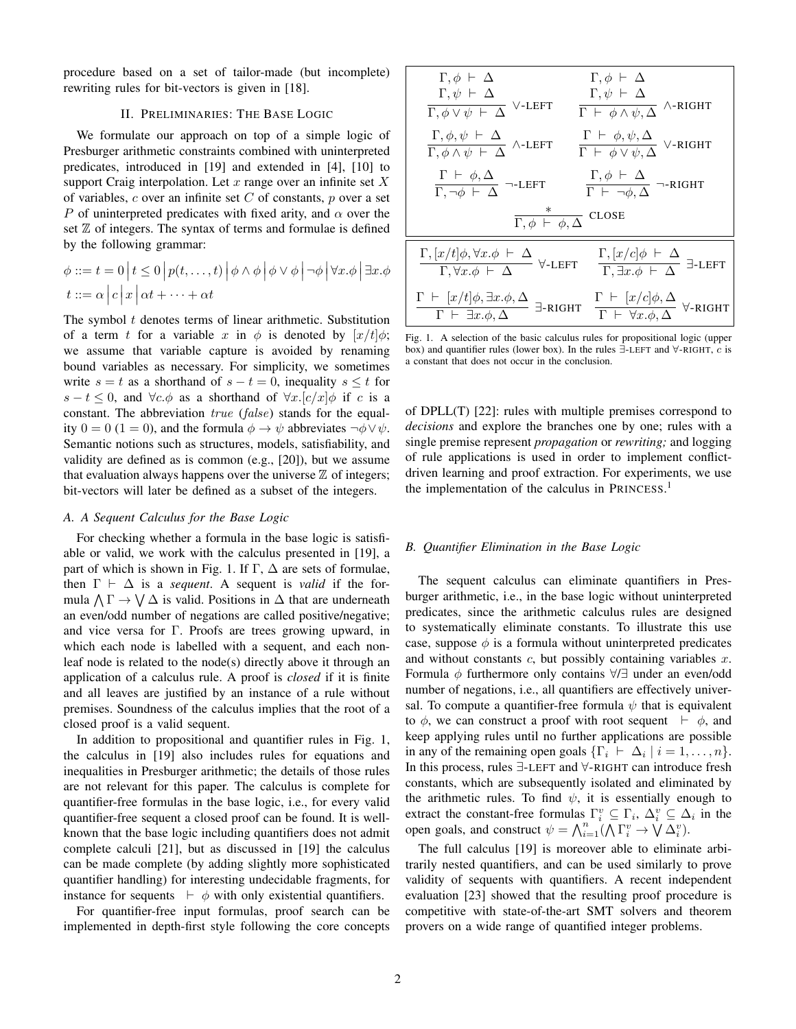procedure based on a set of tailor-made (but incomplete) rewriting rules for bit-vectors is given in [18].

## II. Preliminaries: The Base Logic

We formulate our approach on top of a simple logic of Presburger arithmetic constraints combined with uninterpreted predicates, introduced in [19] and extended in [4], [10] to support Craig interpolation. Let $x$ range over an infinite set $X$ of variables, $c$ over an infinite set $C$ of constants, $p$ over a set $P$ of uninterpreted predicates with fixed arity, and $\alpha$ over the set $\mathbb{Z}$ of integers. The syntax of terms and formulae is defined by the following grammar:

$$\phi ::= t = 0 \mid t \leq 0 \mid p(t, \ldots, t) \mid \phi \wedge \phi \mid \phi \vee \phi \mid \neg\phi \mid \forall x.\phi \mid \exists x.\phi$$

$$t ::= \alpha \mid c \mid x \mid \alpha t + \cdots + \alpha t$$

The symbol $t$ denotes terms of linear arithmetic. Substitution of a term $t$ for a variable $x$ in $\phi$ is denoted by $[x/t]\phi$; we assume that variable capture is avoided by renaming bound variables as necessary. For simplicity, we sometimes write $s = t$ as a shorthand of $s - t = 0$, inequality $s \leq t$ for $s - t \leq 0$, and $\forall c.\phi$ as a shorthand of $\forall x.[c/x]\phi$ if $c$ is a constant. The abbreviation *true* (*false*) stands for the equality $0 = 0$ ($1 = 0$), and the formula $\phi \to \psi$ abbreviates $\neg\phi \vee \psi$. Semantic notions such as structures, models, satisfiability, and validity are defined as is common (e.g., [20]), but we assume that evaluation always happens over the universe $\mathbb{Z}$ of integers; bit-vectors will later be defined as a subset of the integers.

### A. A Sequent Calculus for the Base Logic

For checking whether a formula in the base logic is satisfiable or valid, we work with the calculus presented in [19], a part of which is shown in Fig. 1. If $\Gamma$, $\Delta$ are sets of formulae, then $\Gamma \vdash \Delta$ is a *sequent*. A sequent is *valid* if the formula $\bigwedge \Gamma \to \bigvee \Delta$ is valid. Positions in $\Delta$ that are underneath an even/odd number of negations are called positive/negative; and vice versa for $\Gamma$. Proofs are trees growing upward, in which each node is labelled with a sequent, and each non-leaf node is related to the node(s) directly above it through an application of a calculus rule. A proof is *closed* if it is finite and all leaves are justified by an instance of a rule without premises. Soundness of the calculus implies that the root of a closed proof is a valid sequent.

In addition to propositional and quantifier rules in Fig. 1, the calculus in [19] also includes rules for equations and inequalities in Presburger arithmetic; the details of those rules are not relevant for this paper. The calculus is complete for quantifier-free formulas in the base logic, i.e., for every valid quantifier-free sequent a closed proof can be found. It is well-known that the base logic including quantifiers does not admit complete calculi [21], but as discussed in [19] the calculus can be made complete (by adding slightly more sophisticated quantifier handling) for interesting undecidable fragments, for instance for sequents $\vdash \phi$ with only existential quantifiers.

For quantifier-free input formulas, proof search can be implemented in depth-first style following the core concepts of DPLL(T) [22]: rules with multiple premises correspond to *decisions* and explore the branches one by one; rules with a single premise represent *propagation* or *rewriting;* and logging of rule applications is used in order to implement conflict-driven learning and proof extraction. For experiments, we use the implementation of the calculus in Princess.[1]

$$\frac{\Gamma, \phi \vdash \Delta \qquad \Gamma, \psi \vdash \Delta}{\Gamma, \phi \vee \psi \vdash \Delta}\ \vee\text{-LEFT} \qquad \frac{\Gamma, \phi \vdash \Delta \qquad \Gamma, \psi \vdash \Delta}{\Gamma \vdash \phi \wedge \psi, \Delta}\ \wedge\text{-RIGHT}$$

$$\frac{\Gamma, \phi, \psi \vdash \Delta}{\Gamma, \phi \wedge \psi \vdash \Delta}\ \wedge\text{-LEFT} \qquad \frac{\Gamma \vdash \phi, \psi, \Delta}{\Gamma \vdash \phi \vee \psi, \Delta}\ \vee\text{-RIGHT}$$

$$\frac{\Gamma \vdash \phi, \Delta}{\Gamma, \neg\phi \vdash \Delta}\ \neg\text{-LEFT} \qquad \frac{\Gamma, \phi \vdash \Delta}{\Gamma \vdash \neg\phi, \Delta}\ \neg\text{-RIGHT}$$

$$\frac{*}{\Gamma, \phi \vdash \phi, \Delta}\ \text{CLOSE}$$

$$\frac{\Gamma, [x/t]\phi, \forall x.\phi \vdash \Delta}{\Gamma, \forall x.\phi \vdash \Delta}\ \forall\text{-LEFT} \qquad \frac{\Gamma, [x/c]\phi \vdash \Delta}{\Gamma, \exists x.\phi \vdash \Delta}\ \exists\text{-LEFT}$$

$$\frac{\Gamma \vdash [x/t]\phi, \exists x.\phi, \Delta}{\Gamma \vdash \exists x.\phi, \Delta}\ \exists\text{-RIGHT} \qquad \frac{\Gamma \vdash [x/c]\phi, \Delta}{\Gamma \vdash \forall x.\phi, \Delta}\ \forall\text{-RIGHT}$$

Fig. 1. A selection of the basic calculus rules for propositional logic (upper box) and quantifier rules (lower box). In the rules $\exists$-LEFT and $\forall$-RIGHT, $c$ is a constant that does not occur in the conclusion.

### B. Quantifier Elimination in the Base Logic

The sequent calculus can eliminate quantifiers in Presburger arithmetic, i.e., in the base logic without uninterpreted predicates, since the arithmetic calculus rules are designed to systematically eliminate constants. To illustrate this use case, suppose $\phi$ is a formula without uninterpreted predicates and without constants $c$, but possibly containing variables $x$. Formula $\phi$ furthermore only contains $\forall$/$\exists$ under an even/odd number of negations, i.e., all quantifiers are effectively universal. To compute a quantifier-free formula $\psi$ that is equivalent to $\phi$, we can construct a proof with root sequent $\vdash \phi$, and keep applying rules until no further applications are possible in any of the remaining open goals $\{\Gamma_i \vdash \Delta_i \mid i = 1, \ldots, n\}$. In this process, rules $\exists$-LEFT and $\forall$-RIGHT can introduce fresh constants, which are subsequently isolated and eliminated by the arithmetic rules. To find $\psi$, it is essentially enough to extract the constant-free formulas $\Gamma_i^v \subseteq \Gamma_i$, $\Delta_i^v \subseteq \Delta_i$ in the open goals, and construct $\psi = \bigwedge_{i=1}^{n} (\bigwedge \Gamma_i^v \to \bigvee \Delta_i^v)$.

The full calculus [19] is moreover able to eliminate arbitrarily nested quantifiers, and can be used similarly to prove validity of sequents with quantifiers. A recent independent evaluation [23] showed that the resulting proof procedure is competitive with state-of-the-art SMT solvers and theorem provers on a wide range of quantified integer problems.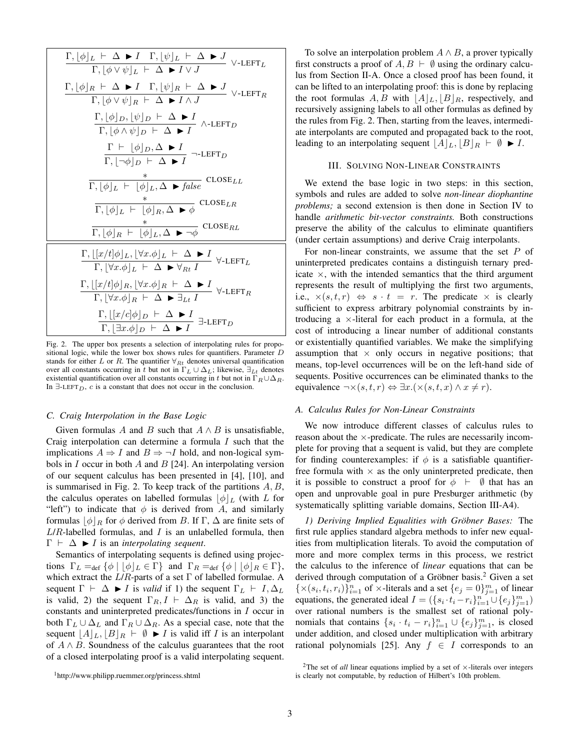$$\frac{\Gamma, \lfloor\phi\rfloor_L \vdash \Delta \blacktriangleright I \quad \Gamma, \lfloor\psi\rfloor_L \vdash \Delta \blacktriangleright J}{\Gamma, \lfloor\phi \vee \psi\rfloor_L \vdash \Delta \blacktriangleright I \vee J} \; \vee\text{-LEFT}_L$$

$$\frac{\Gamma, \lfloor\phi\rfloor_R \vdash \Delta \blacktriangleright I \quad \Gamma, \lfloor\psi\rfloor_R \vdash \Delta \blacktriangleright J}{\Gamma, \lfloor\phi \vee \psi\rfloor_R \vdash \Delta \blacktriangleright I \wedge J} \; \vee\text{-LEFT}_R$$

$$\frac{\Gamma, \lfloor\phi\rfloor_D, \lfloor\psi\rfloor_D \vdash \Delta \blacktriangleright I}{\Gamma, \lfloor\phi \wedge \psi\rfloor_D \vdash \Delta \blacktriangleright I} \; \wedge\text{-LEFT}_D$$

$$\frac{\Gamma \vdash \lfloor\phi\rfloor_D, \Delta \blacktriangleright I}{\Gamma, \lfloor\neg\phi\rfloor_D \vdash \Delta \blacktriangleright I} \; \neg\text{-LEFT}_D$$

$$\frac{*}{\Gamma, \lfloor\phi\rfloor_L \vdash \lfloor\phi\rfloor_L, \Delta \blacktriangleright \mathit{false}} \; \text{CLOSE}_{LL}$$

$$\frac{*}{\Gamma, \lfloor\phi\rfloor_L \vdash \lfloor\phi\rfloor_R, \Delta \blacktriangleright \phi} \; \text{CLOSE}_{LR}$$

$$\frac{*}{\Gamma, \lfloor\phi\rfloor_R \vdash \lfloor\phi\rfloor_L, \Delta \blacktriangleright \neg\phi} \; \text{CLOSE}_{RL}$$

$$\frac{\Gamma, \lfloor[x/t]\phi\rfloor_L, \lfloor\forall x.\phi\rfloor_L \vdash \Delta \blacktriangleright I}{\Gamma, \lfloor\forall x.\phi\rfloor_L \vdash \Delta \blacktriangleright \forall_{Rt}\, I} \; \forall\text{-LEFT}_L$$

$$\frac{\Gamma, \lfloor[x/t]\phi\rfloor_R, \lfloor\forall x.\phi\rfloor_R \vdash \Delta \blacktriangleright I}{\Gamma, \lfloor\forall x.\phi\rfloor_R \vdash \Delta \blacktriangleright \exists_{Lt}\, I} \; \forall\text{-LEFT}_R$$

$$\frac{\Gamma, \lfloor[x/c]\phi\rfloor_D \vdash \Delta \blacktriangleright I}{\Gamma, \lfloor\exists x.\phi\rfloor_D \vdash \Delta \blacktriangleright I} \; \exists\text{-LEFT}_D$$

Fig. 2. The upper box presents a selection of interpolating rules for propositional logic, while the lower box shows rules for quantifiers. Parameter $D$ stands for either $L$ or $R$. The quantifier $\forall_{Rt}$ denotes universal quantification over all constants occurring in $t$ but not in $\Gamma_L \cup \Delta_L$; likewise, $\exists_{Lt}$ denotes existential quantification over all constants occurring in $t$ but not in $\Gamma_R \cup \Delta_R$. In $\exists$-LEFT$_D$, $c$ is a constant that does not occur in the conclusion.

### C. Craig Interpolation in the Base Logic

Given formulas $A$ and $B$ such that $A \wedge B$ is unsatisfiable, Craig interpolation can determine a formula $I$ such that the implications $A \Rightarrow I$ and $B \Rightarrow \neg I$ hold, and non-logical symbols in $I$ occur in both $A$ and $B$ [24]. An interpolating version of our sequent calculus has been presented in [4], [10], and is summarised in Fig. 2. To keep track of the partitions $A, B$, the calculus operates on labelled formulas $\lfloor\phi\rfloor_L$ (with $L$ for "left") to indicate that $\phi$ is derived from $A$, and similarly formulas $\lfloor\phi\rfloor_R$ for $\phi$ derived from $B$. If $\Gamma, \Delta$ are finite sets of $L$/$R$-labelled formulas, and $I$ is an unlabelled formula, then $\Gamma \vdash \Delta \blacktriangleright I$ is an *interpolating sequent*.

Semantics of interpolating sequents is defined using projections $\Gamma_L =_{\text{def}} \{\phi \mid \lfloor\phi\rfloor_L \in \Gamma\}$ and $\Gamma_R =_{\text{def}} \{\phi \mid \lfloor\phi\rfloor_R \in \Gamma\}$, which extract the $L$/$R$-parts of a set $\Gamma$ of labelled formulae. A sequent $\Gamma \vdash \Delta \blacktriangleright I$ is *valid* if 1) the sequent $\Gamma_L \vdash I, \Delta_L$ is valid, 2) the sequent $\Gamma_R, I \vdash \Delta_R$ is valid, and 3) the constants and uninterpreted predicates/functions in $I$ occur in both $\Gamma_L \cup \Delta_L$ and $\Gamma_R \cup \Delta_R$. As a special case, note that the sequent $\lfloor A\rfloor_L, \lfloor B\rfloor_R \vdash \emptyset \blacktriangleright I$ is valid iff $I$ is an interpolant of $A \wedge B$. Soundness of the calculus guarantees that the root of a closed interpolating proof is a valid interpolating sequent.

To solve an interpolation problem $A \wedge B$, a prover typically first constructs a proof of $A, B \vdash \emptyset$ using the ordinary calculus from Section II-A. Once a closed proof has been found, it can be lifted to an interpolating proof: this is done by replacing the root formulas $A, B$ with $\lfloor A\rfloor_L, \lfloor B\rfloor_R$, respectively, and recursively assigning labels to all other formulas as defined by the rules from Fig. 2. Then, starting from the leaves, intermediate interpolants are computed and propagated back to the root, leading to an interpolating sequent $\lfloor A\rfloor_L, \lfloor B\rfloor_R \vdash \emptyset \blacktriangleright I$.

## III. Solving Non-Linear Constraints

We extend the base logic in two steps: in this section, symbols and rules are added to solve *non-linear diophantine problems;* a second extension is then done in Section IV to handle *arithmetic bit-vector constraints.* Both constructions preserve the ability of the calculus to eliminate quantifiers (under certain assumptions) and derive Craig interpolants.

For non-linear constraints, we assume that the set $P$ of uninterpreted predicates contains a distinguish ternary predicate $\times$, with the intended semantics that the third argument represents the result of multiplying the first two arguments, i.e., $\times(s, t, r) \Leftrightarrow s \cdot t = r$. The predicate $\times$ is clearly sufficient to express arbitrary polynomial constraints by introducing a $\times$-literal for each product in a formula, at the cost of introducing a linear number of additional constants or existentially quantified variables. We make the simplifying assumption that $\times$ only occurs in negative positions; that means, top-level occurrences will be on the left-hand side of sequents. Positive occurrences can be eliminated thanks to the equivalence $\neg\times(s, t, r) \Leftrightarrow \exists x.(\times(s, t, x) \wedge x \neq r)$.

### A. Calculus Rules for Non-Linear Constraints

We now introduce different classes of calculus rules to reason about the $\times$-predicate. The rules are necessarily incomplete for proving that a sequent is valid, but they are complete for finding counterexamples: if $\phi$ is a satisfiable quantifier-free formula with $\times$ as the only uninterpreted predicate, then it is possible to construct a proof for $\phi \vdash \emptyset$ that has an open and unprovable goal in pure Presburger arithmetic (by systematically splitting variable domains, Section III-A4).

*1) Deriving Implied Equalities with Gröbner Bases:* The first rule applies standard algebra methods to infer new equalities from multiplication literals. To avoid the computation of more and more complex terms in this process, we restrict the calculus to the inference of *linear* equations that can be derived through computation of a Gröbner basis.[2] Given a set $\{\times(s_i, t_i, r_i)\}_{i=1}^n$ of $\times$-literals and a set $\{e_j = 0\}_{j=1}^m$ of linear equations, the generated ideal $I = (\{s_i \cdot t_i - r_i\}_{i=1}^n \cup \{e_j\}_{j=1}^m)$ over rational numbers is the smallest set of rational polynomials that contains $\{s_i \cdot t_i - r_i\}_{i=1}^n \cup \{e_j\}_{j=1}^m$, is closed under addition, and closed under multiplication with arbitrary rational polynomials [25]. Any $f \in I$ corresponds to an

[1] http://www.philipp.ruemmer.org/princess.shtml

[2] The set of *all* linear equations implied by a set of $\times$-literals over integers is clearly not computable, by reduction of Hilbert's 10th problem.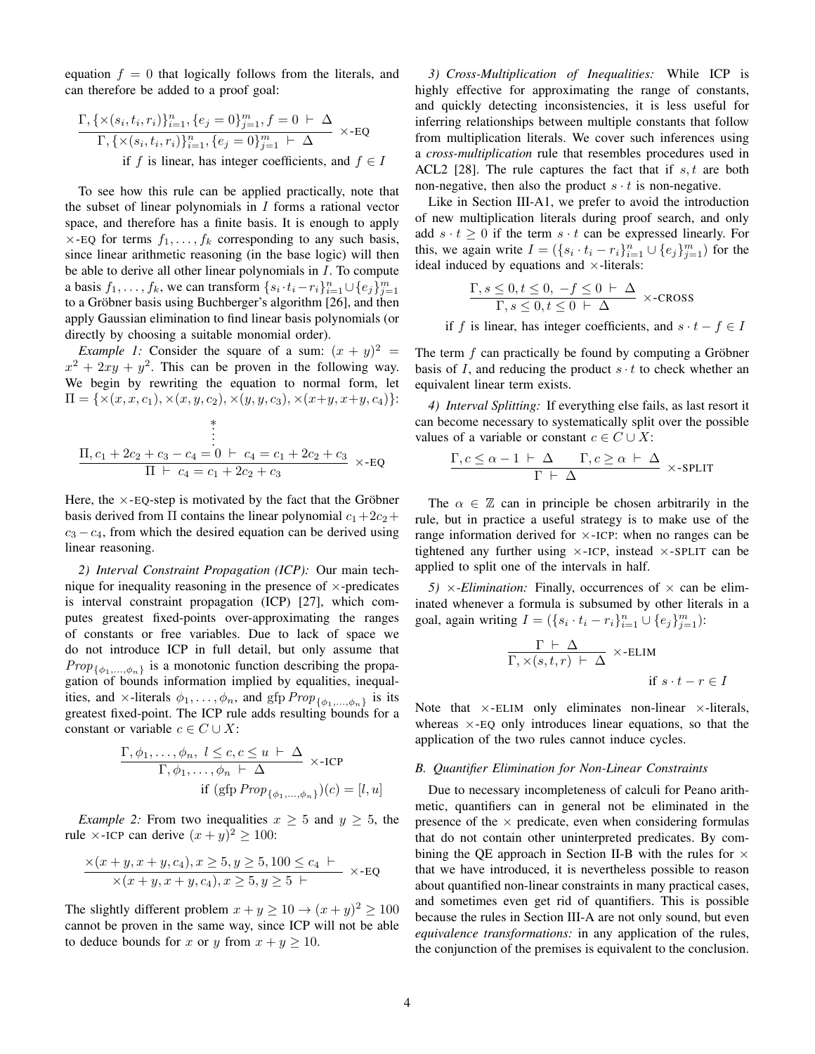equation $f = 0$ that logically follows from the literals, and can therefore be added to a proof goal:

$$\frac{\Gamma, \{\times(s_i, t_i, r_i)\}_{i=1}^n, \{e_j = 0\}_{j=1}^m, f = 0 \vdash \Delta}{\Gamma, \{\times(s_i, t_i, r_i)\}_{i=1}^n, \{e_j = 0\}_{j=1}^m \vdash \Delta} \ \times\text{-EQ}$$

if $f$ is linear, has integer coefficients, and $f \in I$

To see how this rule can be applied practically, note that the subset of linear polynomials in $I$ forms a rational vector space, and therefore has a finite basis. It is enough to apply $\times$-EQ for terms $f_1, \ldots, f_k$ corresponding to any such basis, since linear arithmetic reasoning (in the base logic) will then be able to derive all other linear polynomials in $I$. To compute a basis $f_1, \ldots, f_k$, we can transform $\{s_i \cdot t_i - r_i\}_{i=1}^n \cup \{e_j\}_{j=1}^m$ to a Gröbner basis using Buchberger's algorithm [26], and then apply Gaussian elimination to find linear basis polynomials (or directly by choosing a suitable monomial order).

*Example 1:* Consider the square of a sum: $(x + y)^2 = x^2 + 2xy + y^2$. This can be proven in the following way. We begin by rewriting the equation to normal form, let $\Pi = \{\times(x, x, c_1), \times(x, y, c_2), \times(y, y, c_3), \times(x+y, x+y, c_4)\}$:

$$\frac{\begin{array}{c} * \\ \vdots \\ \Pi, c_1 + 2c_2 + c_3 - c_4 = 0 \vdash c_4 = c_1 + 2c_2 + c_3 \end{array}}{\Pi \vdash c_4 = c_1 + 2c_2 + c_3} \ \times\text{-EQ}$$

Here, the $\times$-EQ-step is motivated by the fact that the Gröbner basis derived from $\Pi$ contains the linear polynomial $c_1 + 2c_2 + c_3 - c_4$, from which the desired equation can be derived using linear reasoning.

*2) Interval Constraint Propagation (ICP):* Our main technique for inequality reasoning in the presence of $\times$-predicates is interval constraint propagation (ICP) [27], which computes greatest fixed-points over-approximating the ranges of constants or free variables. Due to lack of space we do not introduce ICP in full detail, but only assume that $Prop_{\{\phi_1, \ldots, \phi_n\}}$ is a monotonic function describing the propagation of bounds information implied by equalities, inequalities, and $\times$-literals $\phi_1, \ldots, \phi_n$, and $\text{gfp}\, Prop_{\{\phi_1, \ldots, \phi_n\}}$ is its greatest fixed-point. The ICP rule adds resulting bounds for a constant or variable $c \in C \cup X$:

$$\frac{\Gamma, \phi_1, \ldots, \phi_n,\ l \leq c, c \leq u \vdash \Delta}{\Gamma, \phi_1, \ldots, \phi_n \vdash \Delta} \ \times\text{-ICP}$$

if $(\text{gfp}\, Prop_{\{\phi_1, \ldots, \phi_n\}})(c) = [l, u]$

*Example 2:* From two inequalities $x \geq 5$ and $y \geq 5$, the rule $\times$-ICP can derive $(x + y)^2 \geq 100$:

$$\frac{\times(x+y, x+y, c_4), x \geq 5, y \geq 5, 100 \leq c_4 \vdash}{\times(x+y, x+y, c_4), x \geq 5, y \geq 5 \vdash} \ \times\text{-EQ}$$

The slightly different problem $x + y \geq 10 \to (x + y)^2 \geq 100$ cannot be proven in the same way, since ICP will not be able to deduce bounds for $x$ or $y$ from $x + y \geq 10$.

*3) Cross-Multiplication of Inequalities:* While ICP is highly effective for approximating the range of constants, and quickly detecting inconsistencies, it is less useful for inferring relationships between multiple constants that follow from multiplication literals. We cover such inferences using a *cross-multiplication* rule that resembles procedures used in ACL2 [28]. The rule captures the fact that if $s, t$ are both non-negative, then also the product $s \cdot t$ is non-negative.

Like in Section III-A1, we prefer to avoid the introduction of new multiplication literals during proof search, and only add $s \cdot t \geq 0$ if the term $s \cdot t$ can be expressed linearly. For this, we again write $I = (\{s_i \cdot t_i - r_i\}_{i=1}^n \cup \{e_j\}_{j=1}^m)$ for the ideal induced by equations and $\times$-literals:

$$\frac{\Gamma, s \leq 0, t \leq 0,\ -f \leq 0 \vdash \Delta}{\Gamma, s \leq 0, t \leq 0 \vdash \Delta} \ \times\text{-CROSS}$$

if $f$ is linear, has integer coefficients, and $s \cdot t - f \in I$

The term $f$ can practically be found by computing a Gröbner basis of $I$, and reducing the product $s \cdot t$ to check whether an equivalent linear term exists.

*4) Interval Splitting:* If everything else fails, as last resort it can become necessary to systematically split over the possible values of a variable or constant $c \in C \cup X$:

$$\frac{\Gamma, c \leq \alpha - 1 \vdash \Delta \qquad \Gamma, c \geq \alpha \vdash \Delta}{\Gamma \vdash \Delta} \ \times\text{-SPLIT}$$

The $\alpha \in \mathbb{Z}$ can in principle be chosen arbitrarily in the rule, but in practice a useful strategy is to make use of the range information derived for $\times$-ICP: when no ranges can be tightened any further using $\times$-ICP, instead $\times$-SPLIT can be applied to split one of the intervals in half.

*5) $\times$-Elimination:* Finally, occurrences of $\times$ can be eliminated whenever a formula is subsumed by other literals in a goal, again writing $I = (\{s_i \cdot t_i - r_i\}_{i=1}^n \cup \{e_j\}_{j=1}^m)$:

$$\frac{\Gamma \vdash \Delta}{\Gamma, \times(s, t, r) \vdash \Delta} \ \times\text{-ELIM}$$

if $s \cdot t - r \in I$

Note that $\times$-ELIM only eliminates non-linear $\times$-literals, whereas $\times$-EQ only introduces linear equations, so that the application of the two rules cannot induce cycles.

### B. Quantifier Elimination for Non-Linear Constraints

Due to necessary incompleteness of calculi for Peano arithmetic, quantifiers can in general not be eliminated in the presence of the $\times$ predicate, even when considering formulas that do not contain other uninterpreted predicates. By combining the QE approach in Section II-B with the rules for $\times$ that we have introduced, it is nevertheless possible to reason about quantified non-linear constraints in many practical cases, and sometimes even get rid of quantifiers. This is possible because the rules in Section III-A are not only sound, but even *equivalence transformations:* in any application of the rules, the conjunction of the premises is equivalent to the conclusion.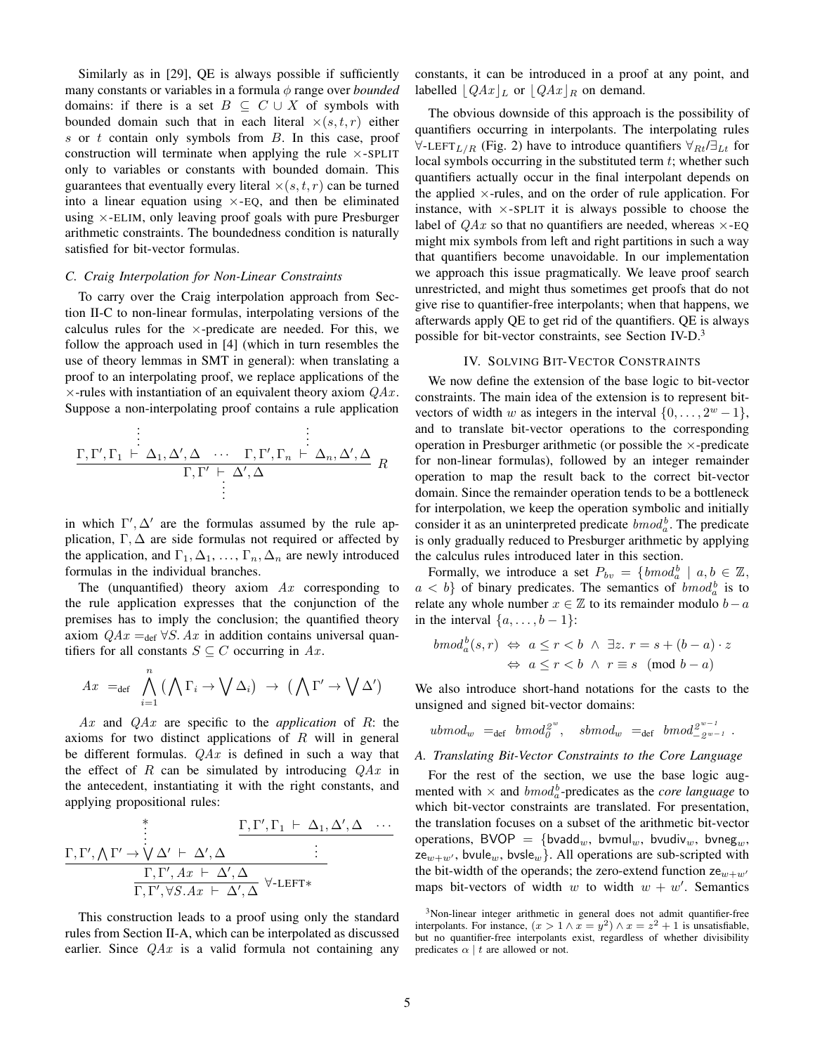Similarly as in [29], QE is always possible if sufficiently many constants or variables in a formula $\phi$ range over *bounded* domains: if there is a set $B \subseteq C \cup X$ of symbols with bounded domain such that in each literal $\times(s, t, r)$ either $s$ or $t$ contain only symbols from $B$. In this case, proof construction will terminate when applying the rule $\times$-SPLIT only to variables or constants with bounded domain. This guarantees that eventually every literal $\times(s, t, r)$ can be turned into a linear equation using $\times$-EQ, and then be eliminated using $\times$-ELIM, only leaving proof goals with pure Presburger arithmetic constraints. The boundedness condition is naturally satisfied for bit-vector formulas.

### C. Craig Interpolation for Non-Linear Constraints

To carry over the Craig interpolation approach from Section II-C to non-linear formulas, interpolating versions of the calculus rules for the $\times$-predicate are needed. For this, we follow the approach used in [4] (which in turn resembles the use of theory lemmas in SMT in general): when translating a proof to an interpolating proof, we replace applications of the $\times$-rules with instantiation of an equivalent theory axiom $QAx$. Suppose a non-interpolating proof contains a rule application

$$\dfrac{\begin{array}{c}\vdots\\ \Gamma, \Gamma', \Gamma_1 \vdash \Delta_1, \Delta', \Delta\end{array} \quad \cdots \quad \begin{array}{c}\vdots\\ \Gamma, \Gamma', \Gamma_n \vdash \Delta_n, \Delta', \Delta\end{array}}{\begin{array}{c}\Gamma, \Gamma' \vdash \Delta', \Delta\\ \vdots\end{array}}\ R$$

in which $\Gamma', \Delta'$ are the formulas assumed by the rule application, $\Gamma, \Delta$ are side formulas not required or affected by the application, and $\Gamma_1, \Delta_1, \ldots, \Gamma_n, \Delta_n$ are newly introduced formulas in the individual branches.

The (unquantified) theory axiom $Ax$ corresponding to the rule application expresses that the conjunction of the premises has to imply the conclusion; the quantified theory axiom $QAx =_{\text{def}} \forall S.\, Ax$ in addition contains universal quantifiers for all constants $S \subseteq C$ occurring in $Ax$.

$$Ax \ =_{\text{def}} \ \bigwedge_{i=1}^{n} \big(\bigwedge \Gamma_i \to \bigvee \Delta_i\big) \ \to \ \big(\bigwedge \Gamma' \to \bigvee \Delta'\big)$$

$Ax$ and $QAx$ are specific to the *application* of $R$: the axioms for two distinct applications of $R$ will in general be different formulas. $QAx$ is defined in such a way that the effect of $R$ can be simulated by introducing $QAx$ in the antecedent, instantiating it with the right constants, and applying propositional rules:

$$\dfrac{\begin{array}{c}*\\ \vdots\\ \Gamma, \Gamma', \bigwedge \Gamma' \to \bigvee \Delta' \vdash \Delta', \Delta\end{array} \qquad \begin{array}{c}\dfrac{\Gamma, \Gamma', \Gamma_1 \vdash \Delta_1, \Delta', \Delta \quad \cdots}{\vdots}\end{array}}{\dfrac{\Gamma, \Gamma', Ax \vdash \Delta', \Delta}{\Gamma, \Gamma', \forall S. Ax \vdash \Delta', \Delta}\ \forall\text{-LEFT}*}$$

This construction leads to a proof using only the standard rules from Section II-A, which can be interpolated as discussed earlier. Since $QAx$ is a valid formula not containing any constants, it can be introduced in a proof at any point, and labelled $\lfloor QAx \rfloor_L$ or $\lfloor QAx \rfloor_R$ on demand.

The obvious downside of this approach is the possibility of quantifiers occurring in interpolants. The interpolating rules $\forall$-LEFT$_{L/R}$ (Fig. 2) have to introduce quantifiers $\forall_{Rt}/\exists_{Lt}$ for local symbols occurring in the substituted term $t$; whether such quantifiers actually occur in the final interpolant depends on the applied $\times$-rules, and on the order of rule application. For instance, with $\times$-SPLIT it is always possible to choose the label of $QAx$ so that no quantifiers are needed, whereas $\times$-EQ might mix symbols from left and right partitions in such a way that quantifiers become unavoidable. In our implementation we approach this issue pragmatically. We leave proof search unrestricted, and might thus sometimes get proofs that do not give rise to quantifier-free interpolants; when that happens, we afterwards apply QE to get rid of the quantifiers. QE is always possible for bit-vector constraints, see Section IV-D.[3]

## IV. Solving Bit-Vector Constraints

We now define the extension of the base logic to bit-vector constraints. The main idea of the extension is to represent bit-vectors of width $w$ as integers in the interval $\{0, \ldots, 2^w - 1\}$, and to translate bit-vector operations to the corresponding operation in Presburger arithmetic (or possible the $\times$-predicate for non-linear formulas), followed by an integer remainder operation to map the result back to the correct bit-vector domain. Since the remainder operation tends to be a bottleneck for interpolation, we keep the operation symbolic and initially consider it as an uninterpreted predicate $bmod_a^b$. The predicate is only gradually reduced to Presburger arithmetic by applying the calculus rules introduced later in this section.

Formally, we introduce a set $P_{bv} = \{bmod_a^b \mid a, b \in \mathbb{Z},\ a < b\}$ of binary predicates. The semantics of $bmod_a^b$ is to relate any whole number $x \in \mathbb{Z}$ to its remainder modulo $b - a$ in the interval $\{a, \ldots, b-1\}$:

$$\begin{aligned} bmod_a^b(s, r) \ &\Leftrightarrow\ a \leq r < b \ \wedge\ \exists z.\ r = s + (b-a) \cdot z \\ &\Leftrightarrow\ a \leq r < b \ \wedge\ r \equiv s \pmod{b-a} \end{aligned}$$

We also introduce short-hand notations for the casts to the unsigned and signed bit-vector domains:

$$ubmod_w \ =_{\text{def}} \ bmod_0^{2^w}, \quad sbmod_w \ =_{\text{def}} \ bmod_{-2^{w-1}}^{2^{w-1}}\ .$$

### A. Translating Bit-Vector Constraints to the Core Language

For the rest of the section, we use the base logic augmented with $\times$ and $bmod_a^b$-predicates as the *core language* to which bit-vector constraints are translated. For presentation, the translation focuses on a subset of the arithmetic bit-vector operations, $\mathsf{BVOP} = \{\mathsf{bvadd}_w, \mathsf{bvmul}_w, \mathsf{bvudiv}_w, \mathsf{bvneg}_w, \mathsf{ze}_{w+w'}, \mathsf{bvule}_w, \mathsf{bvsle}_w\}$. All operations are sub-scripted with the bit-width of the operands; the zero-extend function $\mathsf{ze}_{w+w'}$ maps bit-vectors of width $w$ to width $w + w'$. Semantics

[3] Non-linear integer arithmetic in general does not admit quantifier-free interpolants. For instance, $(x > 1 \wedge x = y^2) \wedge x = z^2 + 1$ is unsatisfiable, but no quantifier-free interpolants exist, regardless of whether divisibility predicates $\alpha \mid t$ are allowed or not.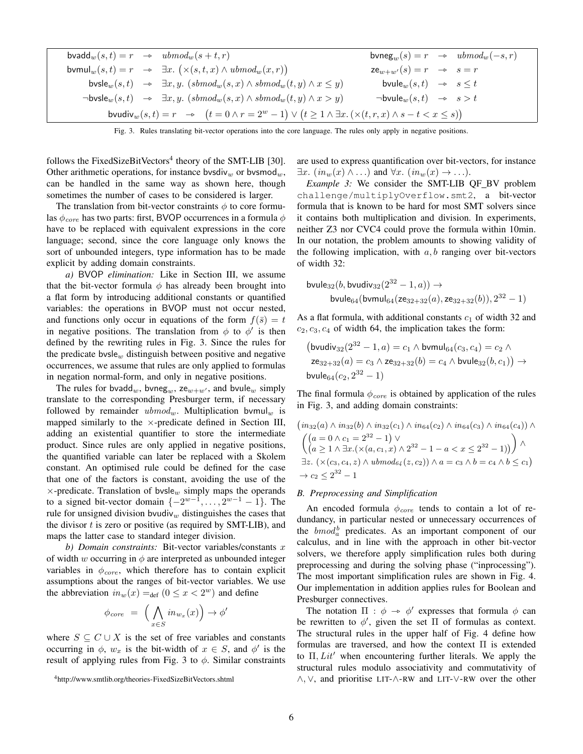$$
\begin{array}{lll}
\mathsf{bvadd}_w(s,t) = r & \rightharpoondown & \mathit{ubmod}_w(s+t, r) \\
\mathsf{bvmul}_w(s,t) = r & \rightharpoondown & \exists x.\ \big(\times(s,t,x) \wedge \mathit{ubmod}_w(x,r)\big) \\
\mathsf{bvsle}_w(s,t) & \rightharpoondown & \exists x,y.\ (\mathit{sbmod}_w(s,x) \wedge \mathit{sbmod}_w(t,y) \wedge x \leq y) \\
\neg\mathsf{bvsle}_w(s,t) & \rightharpoondown & \exists x,y.\ (\mathit{sbmod}_w(s,x) \wedge \mathit{sbmod}_w(t,y) \wedge x > y)
\end{array}
\qquad
\begin{array}{lll}
\mathsf{bvneg}_w(s) = r & \rightharpoondown & \mathit{ubmod}_w(-s, r) \\
\mathsf{ze}_{w+w'}(s) = r & \rightharpoondown & s = r \\
\mathsf{bvule}_w(s,t) & \rightharpoondown & s \leq t \\
\neg\mathsf{bvule}_w(s,t) & \rightharpoondown & s > t
\end{array}
$$

$$
\mathsf{bvudiv}_w(s,t) = r \quad \rightharpoondown \quad \big(t = 0 \wedge r = 2^w - 1\big) \vee \big(t \geq 1 \wedge \exists x.\, (\times(t,r,x) \wedge s - t < x \leq s)\big)
$$

Fig. 3. Rules translating bit-vector operations into the core language. The rules only apply in negative positions.

follows the FixedSizeBitVectors[4] theory of the SMT-LIB [30]. Other arithmetic operations, for instance $\mathsf{bvsdiv}_w$ or $\mathsf{bvsmod}_w$, can be handled in the same way as shown here, though sometimes the number of cases to be considered is larger.

The translation from bit-vector constraints $\phi$ to core formulas $\phi_{core}$ has two parts: first, BVOP occurrences in a formula $\phi$ have to be replaced with equivalent expressions in the core language; second, since the core language only knows the sort of unbounded integers, type information has to be made explicit by adding domain constraints.

*a) BVOP elimination:* Like in Section III, we assume that the bit-vector formula $\phi$ has already been brought into a flat form by introducing additional constants or quantified variables: the operations in BVOP must not occur nested, and functions only occur in equations of the form $f(\bar{s}) = t$ in negative positions. The translation from $\phi$ to $\phi'$ is then defined by the rewriting rules in Fig. 3. Since the rules for the predicate $\mathsf{bvsle}_w$ distinguish between positive and negative occurrences, we assume that rules are only applied to formulas in negation normal-form, and only in negative positions.

The rules for $\mathsf{bvadd}_w$, $\mathsf{bvneg}_w$, $\mathsf{ze}_{w+w'}$, and $\mathsf{bvule}_w$ simply translate to the corresponding Presburger term, if necessary followed by remainder $\mathit{ubmod}_w$. Multiplication $\mathsf{bvmul}_w$ is mapped similarly to the $\times$-predicate defined in Section III, adding an existential quantifier to store the intermediate product. Since rules are only applied in negative positions, the quantified variable can later be replaced with a Skolem constant. An optimised rule could be defined for the case that one of the factors is constant, avoiding the use of the $\times$-predicate. Translation of $\mathsf{bvsle}_w$ simply maps the operands to a signed bit-vector domain $\{-2^{w-1}, \ldots, 2^{w-1} - 1\}$. The rule for unsigned division $\mathsf{bvudiv}_w$ distinguishes the cases that the divisor $t$ is zero or positive (as required by SMT-LIB), and maps the latter case to standard integer division.

*b) Domain constraints:* Bit-vector variables/constants $x$ of width $w$ occurring in $\phi$ are interpreted as unbounded integer variables in $\phi_{core}$, which therefore has to contain explicit assumptions about the ranges of bit-vector variables. We use the abbreviation $in_w(x) =_{\text{def}} (0 \leq x < 2^w)$ and define

$$
\phi_{core} \;=\; \Big(\bigwedge_{x \in S} in_{w_x}(x)\Big) \rightarrow \phi'
$$

where $S \subseteq C \cup X$ is the set of free variables and constants occurring in $\phi$, $w_x$ is the bit-width of $x \in S$, and $\phi'$ is the result of applying rules from Fig. 3 to $\phi$. Similar constraints are used to express quantification over bit-vectors, for instance $\exists x.\ (in_w(x) \wedge \ldots)$ and $\forall x.\ (in_w(x) \rightarrow \ldots)$.

*Example 3:* We consider the SMT-LIB QF_BV problem `challenge/multiplyOverflow.smt2`, a bit-vector formula that is known to be hard for most SMT solvers since it contains both multiplication and division. In experiments, neither Z3 nor CVC4 could prove the formula within 10min. In our notation, the problem amounts to showing validity of the following implication, with $a, b$ ranging over bit-vectors of width 32:

$$
\begin{aligned}
&\mathsf{bvule}_{32}(b, \mathsf{bvudiv}_{32}(2^{32} - 1, a)) \rightarrow \\
&\qquad \mathsf{bvule}_{64}(\mathsf{bvmul}_{64}(\mathsf{ze}_{32+32}(a), \mathsf{ze}_{32+32}(b)), 2^{32} - 1)
\end{aligned}
$$

As a flat formula, with additional constants $c_1$ of width 32 and $c_2, c_3, c_4$ of width 64, the implication takes the form:

$$
\begin{aligned}
&\big(\mathsf{bvudiv}_{32}(2^{32} - 1, a) = c_1 \wedge \mathsf{bvmul}_{64}(c_3, c_4) = c_2 \wedge \\
&\quad \mathsf{ze}_{32+32}(a) = c_3 \wedge \mathsf{ze}_{32+32}(b) = c_4 \wedge \mathsf{bvule}_{32}(b, c_1)\big) \rightarrow \\
&\mathsf{bvule}_{64}(c_2, 2^{32} - 1)
\end{aligned}
$$

The final formula $\phi_{core}$ is obtained by application of the rules in Fig. 3, and adding domain constraints:

$$
\begin{aligned}
&\big(in_{32}(a) \wedge in_{32}(b) \wedge in_{32}(c_1) \wedge in_{64}(c_2) \wedge in_{64}(c_3) \wedge in_{64}(c_4)\big) \wedge \\
&\left(\begin{array}{l}\big(a = 0 \wedge c_1 = 2^{32} - 1\big) \vee \\ \big(a \geq 1 \wedge \exists x. (\times(a, c_1, x) \wedge 2^{32} - 1 - a < x \leq 2^{32} - 1)\big)\end{array}\right) \wedge \\
&\exists z.\ \big(\times(c_3, c_4, z) \wedge \mathit{ubmod}_{64}(z, c_2)\big) \wedge a = c_3 \wedge b = c_4 \wedge b \leq c_1\big) \\
&\rightarrow c_2 \leq 2^{32} - 1
\end{aligned}
$$

### B. Preprocessing and Simplification

An encoded formula $\phi_{core}$ tends to contain a lot of redundancy, in particular nested or unnecessary occurrences of the $bmod_a^b$ predicates. As an important component of our calculus, and in line with the approach in other bit-vector solvers, we therefore apply simplification rules both during preprocessing and during the solving phase ("inprocessing"). The most important simplification rules are shown in Fig. 4. Our implementation in addition applies rules for Boolean and Presburger connectives.

The notation $\Pi : \phi \rightharpoondown \phi'$ expresses that formula $\phi$ can be rewritten to $\phi'$, given the set $\Pi$ of formulas as context. The structural rules in the upper half of Fig. 4 define how formulas are traversed, and how the context $\Pi$ is extended to $\Pi, Lit'$ when encountering further literals. We apply the structural rules modulo associativity and commutativity of $\wedge, \vee$, and prioritise LIT-$\wedge$-RW and LIT-$\vee$-RW over the other

[4]http://www.smtlib.org/theories-FixedSizeBitVectors.shtml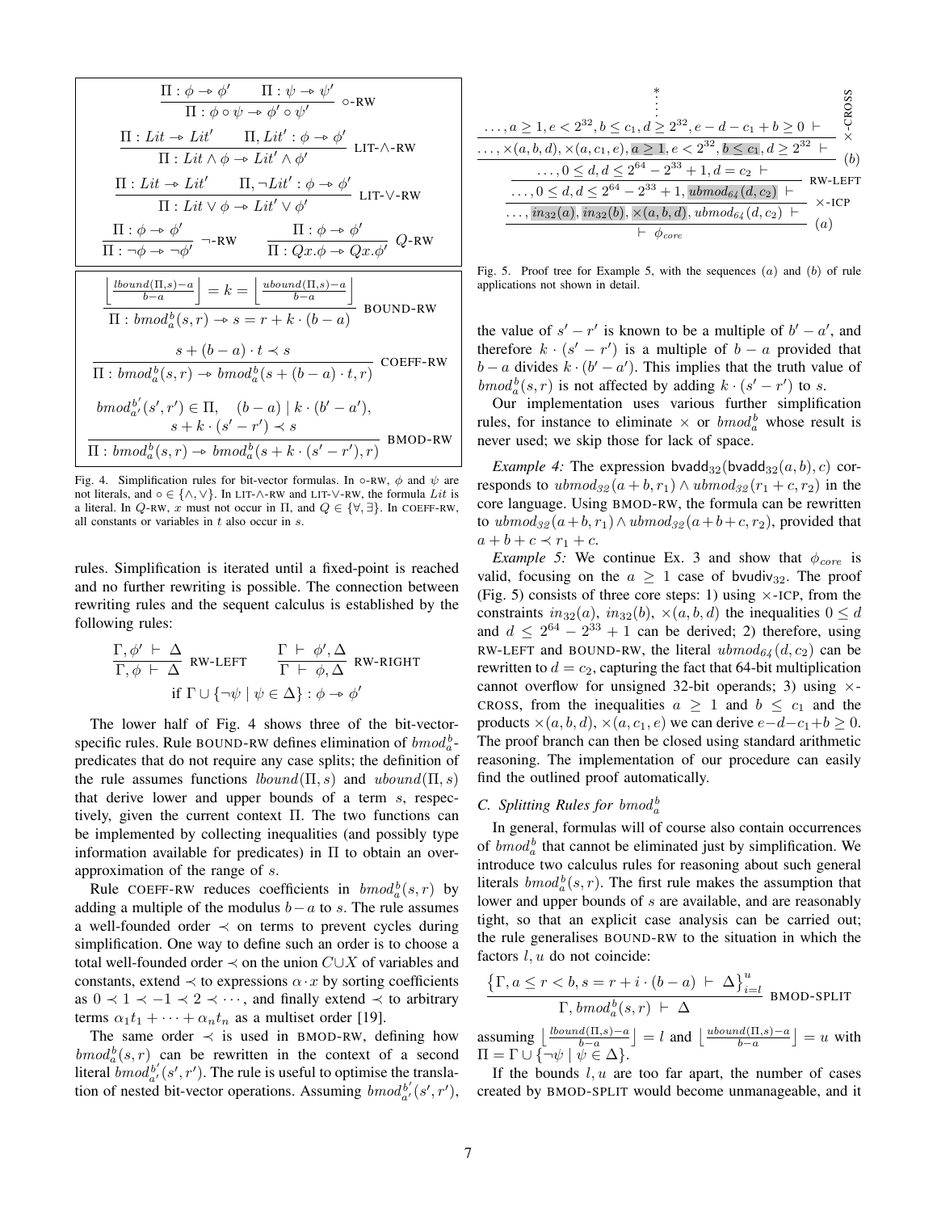$$\frac{\Pi : \phi \twoheadrightarrow \phi' \qquad \Pi : \psi \twoheadrightarrow \psi'}{\Pi : \phi \circ \psi \twoheadrightarrow \phi' \circ \psi'} \ \circ\text{-RW}$$

$$\frac{\Pi : Lit \twoheadrightarrow Lit' \qquad \Pi, Lit' : \phi \twoheadrightarrow \phi'}{\Pi : Lit \wedge \phi \twoheadrightarrow Lit' \wedge \phi'} \ \text{LIT-}\wedge\text{-RW}$$

$$\frac{\Pi : Lit \twoheadrightarrow Lit' \qquad \Pi, \neg Lit' : \phi \twoheadrightarrow \phi'}{\Pi : Lit \vee \phi \twoheadrightarrow Lit' \vee \phi'} \ \text{LIT-}\vee\text{-RW}$$

$$\frac{\Pi : \phi \twoheadrightarrow \phi'}{\Pi : \neg\phi \twoheadrightarrow \neg\phi'} \ \neg\text{-RW} \qquad \frac{\Pi : \phi \twoheadrightarrow \phi'}{\Pi : Qx.\phi \twoheadrightarrow Qx.\phi'} \ Q\text{-RW}$$

$$\frac{\left\lfloor \frac{lbound(\Pi,s)-a}{b-a} \right\rfloor = k = \left\lfloor \frac{ubound(\Pi,s)-a}{b-a} \right\rfloor}{\Pi : bmod_a^b(s,r) \twoheadrightarrow s = r + k \cdot (b-a)} \ \text{BOUND-RW}$$

$$\frac{s + (b-a)\cdot t \prec s}{\Pi : bmod_a^b(s,r) \twoheadrightarrow bmod_a^b(s + (b-a)\cdot t, r)} \ \text{COEFF-RW}$$

$$\frac{bmod_{a'}^{b'}(s',r') \in \Pi, \quad (b-a) \mid k\cdot(b'-a'), \quad s + k\cdot(s'-r') \prec s}{\Pi : bmod_a^b(s,r) \twoheadrightarrow bmod_a^b(s + k\cdot(s'-r'), r)} \ \text{BMOD-RW}$$

Fig. 4. Simplification rules for bit-vector formulas. In $\circ$-RW, $\phi$ and $\psi$ are not literals, and $\circ \in \{\wedge, \vee\}$. In LIT-$\wedge$-RW and LIT-$\vee$-RW, the formula $Lit$ is a literal. In $Q$-RW, $x$ must not occur in $\Pi$, and $Q \in \{\forall, \exists\}$. In COEFF-RW, all constants or variables in $t$ also occur in $s$.

rules. Simplification is iterated until a fixed-point is reached and no further rewriting is possible. The connection between rewriting rules and the sequent calculus is established by the following rules:

$$\frac{\Gamma, \phi' \vdash \Delta}{\Gamma, \phi \vdash \Delta} \ \text{RW-LEFT} \qquad \frac{\Gamma \vdash \phi', \Delta}{\Gamma \vdash \phi, \Delta} \ \text{RW-RIGHT}$$
$$\text{if } \Gamma \cup \{\neg\psi \mid \psi \in \Delta\} : \phi \twoheadrightarrow \phi'$$

The lower half of Fig. 4 shows three of the bit-vector-specific rules. Rule BOUND-RW defines elimination of $bmod_a^b$-predicates that do not require any case splits; the definition of the rule assumes functions $lbound(\Pi, s)$ and $ubound(\Pi, s)$ that derive lower and upper bounds of a term $s$, respectively, given the current context $\Pi$. The two functions can be implemented by collecting inequalities (and possibly type information available for predicates) in $\Pi$ to obtain an over-approximation of the range of $s$.

Rule COEFF-RW reduces coefficients in $bmod_a^b(s,r)$ by adding a multiple of the modulus $b-a$ to $s$. The rule assumes a well-founded order $\prec$ on terms to prevent cycles during simplification. One way to define such an order is to choose a total well-founded order $\prec$ on the union $C \cup X$ of variables and constants, extend $\prec$ to expressions $\alpha \cdot x$ by sorting coefficients as $0 \prec 1 \prec -1 \prec 2 \prec \cdots$, and finally extend $\prec$ to arbitrary terms $\alpha_1 t_1 + \cdots + \alpha_n t_n$ as a multiset order [19].

The same order $\prec$ is used in BMOD-RW, defining how $bmod_a^b(s,r)$ can be rewritten in the context of a second literal $bmod_{a'}^{b'}(s',r')$. The rule is useful to optimise the translation of nested bit-vector operations. Assuming $bmod_{a'}^{b'}(s',r')$, the value of $s'-r'$ is known to be a multiple of $b'-a'$, and therefore $k\cdot(s'-r')$ is a multiple of $b-a$ provided that $b-a$ divides $k\cdot(b'-a')$. This implies that the truth value of $bmod_a^b(s,r)$ is not affected by adding $k\cdot(s'-r')$ to $s$.

Our implementation uses various further simplification rules, for instance to eliminate $\times$ or $bmod_a^b$ whose result is never used; we skip those for lack of space.

*Example 4:* The expression $\mathsf{bvadd}_{32}(\mathsf{bvadd}_{32}(a,b),c)$ corresponds to $ubmod_{32}(a+b,r_1) \wedge ubmod_{32}(r_1+c,r_2)$ in the core language. Using BMOD-RW, the formula can be rewritten to $ubmod_{32}(a+b,r_1) \wedge ubmod_{32}(a+b+c,r_2)$, provided that $a+b+c \prec r_1 + c$.

$$\dfrac{\dfrac{\dfrac{\dfrac{\dfrac{\dfrac{*}{\ldots, a \geq 1, e < 2^{32}, b \leq c_1, d \geq 2^{32}, e - d - c_1 + b \geq 0 \ \vdash} \ \times\text{-CROSS}}{\ldots, \times(a,b,d), \times(a,c_1,e), a \geq 1, e < 2^{32}, b \leq c_1, d \geq 2^{32} \ \vdash} \ (b)}{\ldots, 0 \leq d, d \leq 2^{64} - 2^{33} + 1, d = c_2 \ \vdash} \ \text{RW-LEFT}}{\ldots, 0 \leq d, d \leq 2^{64} - 2^{33} + 1, ubmod_{64}(d,c_2) \ \vdash} \ \times\text{-ICP}}{\ldots, in_{32}(a), in_{32}(b), \times(a,b,d), ubmod_{64}(d,c_2) \ \vdash} \ (a)}{\vdash \ \phi_{core}}$$

Fig. 5. Proof tree for Example 5, with the sequences $(a)$ and $(b)$ of rule applications not shown in detail.

*Example 5:* We continue Ex. 3 and show that $\phi_{core}$ is valid, focusing on the $a \geq 1$ case of $\mathsf{bvudiv}_{32}$. The proof (Fig. 5) consists of three core steps: 1) using $\times$-ICP, from the constraints $in_{32}(a)$, $in_{32}(b)$, $\times(a,b,d)$ the inequalities $0 \leq d$ and $d \leq 2^{64} - 2^{33} + 1$ can be derived; 2) therefore, using RW-LEFT and BOUND-RW, the literal $ubmod_{64}(d,c_2)$ can be rewritten to $d = c_2$, capturing the fact that 64-bit multiplication cannot overflow for unsigned 32-bit operands; 3) using $\times$-CROSS, from the inequalities $a \geq 1$ and $b \leq c_1$ and the products $\times(a,b,d)$, $\times(a,c_1,e)$ we can derive $e-d-c_1+b \geq 0$. The proof branch can then be closed using standard arithmetic reasoning. The implementation of our procedure can easily find the outlined proof automatically.

### C. Splitting Rules for $bmod_a^b$

In general, formulas will of course also contain occurrences of $bmod_a^b$ that cannot be eliminated just by simplification. We introduce two calculus rules for reasoning about such general literals $bmod_a^b(s,r)$. The first rule makes the assumption that lower and upper bounds of $s$ are available, and are reasonably tight, so that an explicit case analysis can be carried out; the rule generalises BOUND-RW to the situation in which the factors $l, u$ do not coincide:

$$\frac{\left\{\Gamma, a \leq r < b, s = r + i\cdot(b-a) \ \vdash \ \Delta\right\}_{i=l}^{u}}{\Gamma, bmod_a^b(s,r) \ \vdash \ \Delta} \ \text{BMOD-SPLIT}$$

assuming $\left\lfloor \frac{lbound(\Pi,s)-a}{b-a} \right\rfloor = l$ and $\left\lfloor \frac{ubound(\Pi,s)-a}{b-a} \right\rfloor = u$ with $\Pi = \Gamma \cup \{\neg\psi \mid \psi \in \Delta\}$.

If the bounds $l, u$ are too far apart, the number of cases created by BMOD-SPLIT would become unmanageable, and it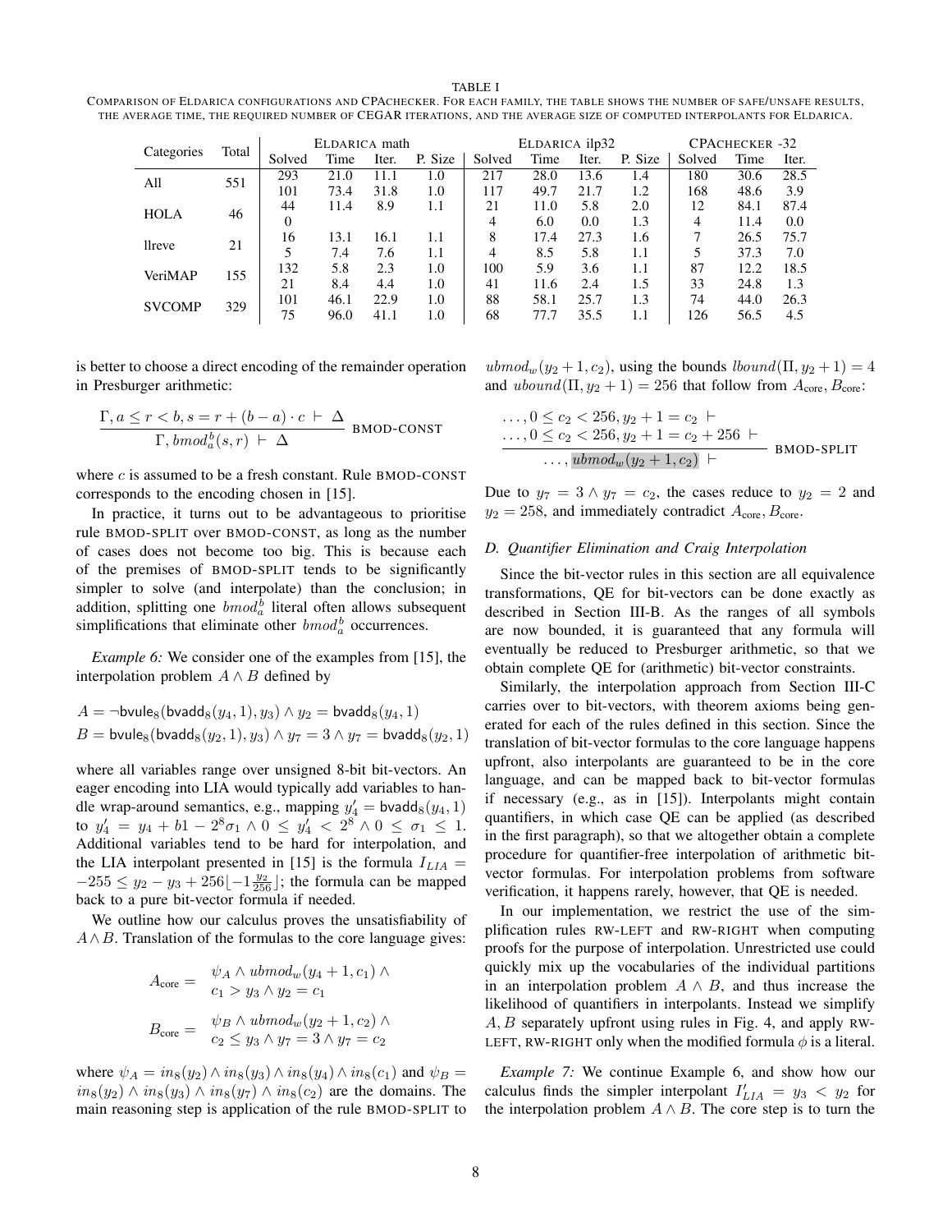TABLE I

COMPARISON OF ELDARICA CONFIGURATIONS AND CPACHECKER. FOR EACH FAMILY, THE TABLE SHOWS THE NUMBER OF SAFE/UNSAFE RESULTS, THE AVERAGE TIME, THE REQUIRED NUMBER OF CEGAR ITERATIONS, AND THE AVERAGE SIZE OF COMPUTED INTERPOLANTS FOR ELDARICA.

| Categories | Total | ELDARICA math | | | | ELDARICA ilp32 | | | | CPACHECKER -32 | | |
|---|---|---|---|---|---|---|---|---|---|---|---|---|
| | | Solved | Time | Iter. | P. Size | Solved | Time | Iter. | P. Size | Solved | Time | Iter. |
| All | 551 | 293 | 21.0 | 11.1 | 1.0 | 217 | 28.0 | 13.6 | 1.4 | 180 | 30.6 | 28.5 |
| | | 101 | 73.4 | 31.8 | 1.0 | 117 | 49.7 | 21.7 | 1.2 | 168 | 48.6 | 3.9 |
| HOLA | 46 | 44 | 11.4 | 8.9 | 1.1 | 21 | 11.0 | 5.8 | 2.0 | 12 | 84.1 | 87.4 |
| | | 0 | | | | 4 | 6.0 | 0.0 | 1.3 | 4 | 11.4 | 0.0 |
| llreve | 21 | 16 | 13.1 | 16.1 | 1.1 | 8 | 17.4 | 27.3 | 1.6 | 7 | 26.5 | 75.7 |
| | | 5 | 7.4 | 7.6 | 1.1 | 4 | 8.5 | 5.8 | 1.1 | 5 | 37.3 | 7.0 |
| VeriMAP | 155 | 132 | 5.8 | 2.3 | 1.0 | 100 | 5.9 | 3.6 | 1.1 | 87 | 12.2 | 18.5 |
| | | 21 | 8.4 | 4.4 | 1.0 | 41 | 11.6 | 2.4 | 1.5 | 33 | 24.8 | 1.3 |
| SVCOMP | 329 | 101 | 46.1 | 22.9 | 1.0 | 88 | 58.1 | 25.7 | 1.3 | 74 | 44.0 | 26.3 |
| | | 75 | 96.0 | 41.1 | 1.0 | 68 | 77.7 | 35.5 | 1.1 | 126 | 56.5 | 4.5 |

is better to choose a direct encoding of the remainder operation in Presburger arithmetic:

$$\frac{\Gamma, a \leq r < b, s = r + (b-a)\cdot c \;\vdash\; \Delta}{\Gamma, bmod_a^b(s, r) \;\vdash\; \Delta}\ \text{BMOD-CONST}$$

where $c$ is assumed to be a fresh constant. Rule BMOD-CONST corresponds to the encoding chosen in [15].

In practice, it turns out to be advantageous to prioritise rule BMOD-SPLIT over BMOD-CONST, as long as the number of cases does not become too big. This is because each of the premises of BMOD-SPLIT tends to be significantly simpler to solve (and interpolate) than the conclusion; in addition, splitting one $bmod_a^b$ literal often allows subsequent simplifications that eliminate other $bmod_a^b$ occurrences.

*Example 6:* We consider one of the examples from [15], the interpolation problem $A \wedge B$ defined by

$$A = \neg \mathsf{bvule}_8(\mathsf{bvadd}_8(y_4, 1), y_3) \wedge y_2 = \mathsf{bvadd}_8(y_4, 1)$$
$$B = \mathsf{bvule}_8(\mathsf{bvadd}_8(y_2, 1), y_3) \wedge y_7 = 3 \wedge y_7 = \mathsf{bvadd}_8(y_2, 1)$$

where all variables range over unsigned 8-bit bit-vectors. An eager encoding into LIA would typically add variables to handle wrap-around semantics, e.g., mapping $y_4' = \mathsf{bvadd}_8(y_4, 1)$ to $y_4' = y_4 + b1 - 2^8\sigma_1 \wedge 0 \leq y_4' < 2^8 \wedge 0 \leq \sigma_1 \leq 1$. Additional variables tend to be hard for interpolation, and the LIA interpolant presented in [15] is the formula $I_{LIA} = -255 \leq y_2 - y_3 + 256\lfloor -1\frac{y_2}{256}\rfloor$; the formula can be mapped back to a pure bit-vector formula if needed.

We outline how our calculus proves the unsatisfiability of $A \wedge B$. Translation of the formulas to the core language gives:

$$A_{\text{core}} = \begin{array}{l}\psi_A \wedge ubmod_w(y_4 + 1, c_1) \wedge \\ c_1 > y_3 \wedge y_2 = c_1\end{array}$$

$$B_{\text{core}} = \begin{array}{l}\psi_B \wedge ubmod_w(y_2 + 1, c_2) \wedge \\ c_2 \leq y_3 \wedge y_7 = 3 \wedge y_7 = c_2\end{array}$$

where $\psi_A = in_8(y_2) \wedge in_8(y_3) \wedge in_8(y_4) \wedge in_8(c_1)$ and $\psi_B = in_8(y_2) \wedge in_8(y_3) \wedge in_8(y_7) \wedge in_8(c_2)$ are the domains. The main reasoning step is application of the rule BMOD-SPLIT to $ubmod_w(y_2 + 1, c_2)$, using the bounds $lbound(\Pi, y_2 + 1) = 4$ and $ubound(\Pi, y_2 + 1) = 256$ that follow from $A_{\text{core}}, B_{\text{core}}$:

$$\frac{\begin{array}{l}\ldots, 0 \leq c_2 < 256, y_2 + 1 = c_2 \;\vdash \\ \ldots, 0 \leq c_2 < 256, y_2 + 1 = c_2 + 256 \;\vdash\end{array}}{\ldots, ubmod_w(y_2 + 1, c_2) \;\vdash}\ \text{BMOD-SPLIT}$$

Due to $y_7 = 3 \wedge y_7 = c_2$, the cases reduce to $y_2 = 2$ and $y_2 = 258$, and immediately contradict $A_{\text{core}}, B_{\text{core}}$.

### D. Quantifier Elimination and Craig Interpolation

Since the bit-vector rules in this section are all equivalence transformations, QE for bit-vectors can be done exactly as described in Section III-B. As the ranges of all symbols are now bounded, it is guaranteed that any formula will eventually be reduced to Presburger arithmetic, so that we obtain complete QE for (arithmetic) bit-vector constraints.

Similarly, the interpolation approach from Section III-C carries over to bit-vectors, with theorem axioms being generated for each of the rules defined in this section. Since the translation of bit-vector formulas to the core language happens upfront, also interpolants are guaranteed to be in the core language, and can be mapped back to bit-vector formulas if necessary (e.g., as in [15]). Interpolants might contain quantifiers, in which case QE can be applied (as described in the first paragraph), so that we altogether obtain a complete procedure for quantifier-free interpolation of arithmetic bit-vector formulas. For interpolation problems from software verification, it happens rarely, however, that QE is needed.

In our implementation, we restrict the use of the simplification rules RW-LEFT and RW-RIGHT when computing proofs for the purpose of interpolation. Unrestricted use could quickly mix up the vocabularies of the individual partitions in an interpolation problem $A \wedge B$, and thus increase the likelihood of quantifiers in interpolants. Instead we simplify $A, B$ separately upfront using rules in Fig. 4, and apply RW-LEFT, RW-RIGHT only when the modified formula $\phi$ is a literal.

*Example 7:* We continue Example 6, and show how our calculus finds the simpler interpolant $I_{LIA}' = y_3 < y_2$ for the interpolation problem $A \wedge B$. The core step is to turn the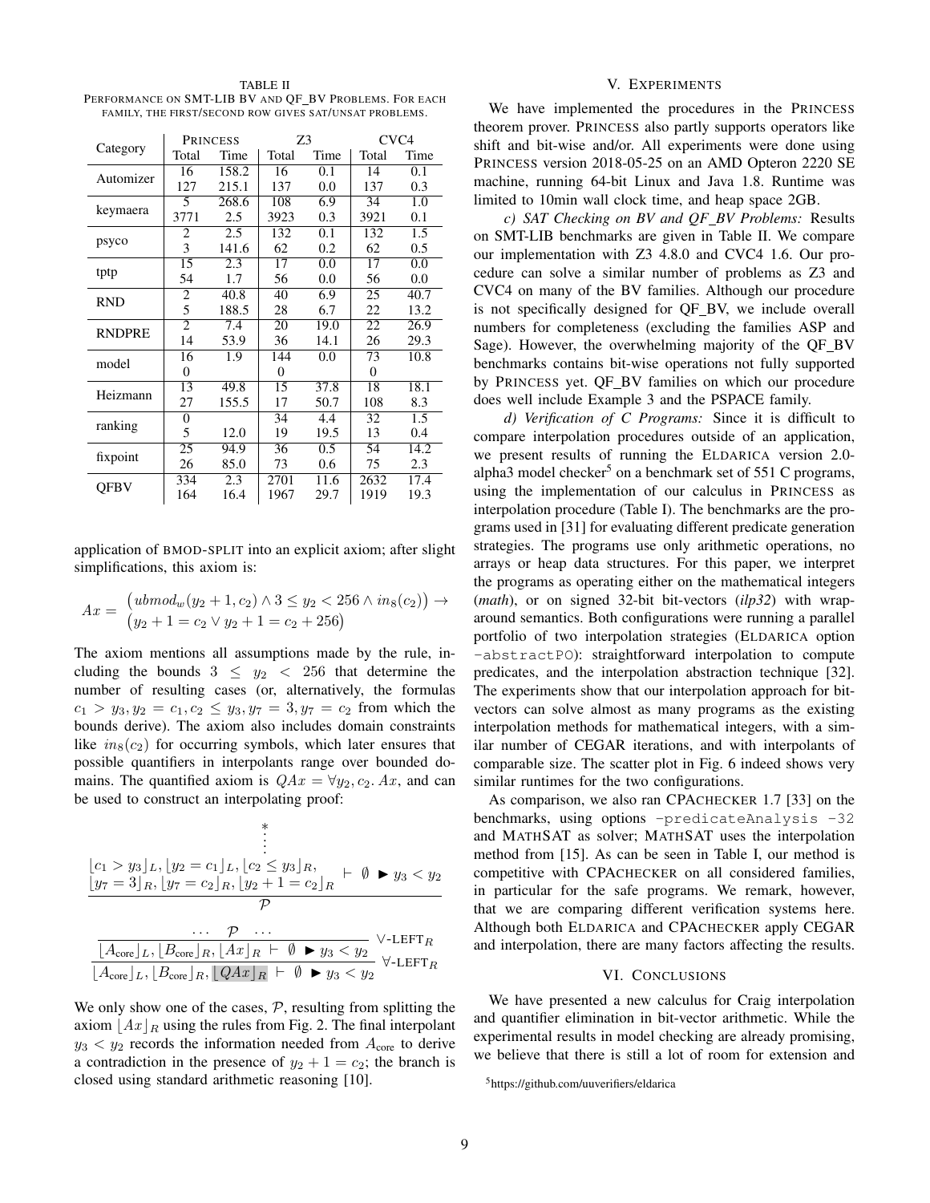TABLE II
PERFORMANCE ON SMT-LIB BV AND QF_BV PROBLEMS. FOR EACH FAMILY, THE FIRST/SECOND ROW GIVES SAT/UNSAT PROBLEMS.

| Category | PRINCESS | | Z3 | | CVC4 | |
|---|---|---|---|---|---|---|
| | Total | Time | Total | Time | Total | Time |
| Automizer | 16 | 158.2 | 16 | 0.1 | 14 | 0.1 |
| | 127 | 215.1 | 137 | 0.0 | 137 | 0.3 |
| keymaera | 5 | 268.6 | 108 | 6.9 | 34 | 1.0 |
| | 3771 | 2.5 | 3923 | 0.3 | 3921 | 0.1 |
| psyco | 2 | 2.5 | 132 | 0.1 | 132 | 1.5 |
| | 3 | 141.6 | 62 | 0.2 | 62 | 0.5 |
| tptp | 15 | 2.3 | 17 | 0.0 | 17 | 0.0 |
| | 54 | 1.7 | 56 | 0.0 | 56 | 0.0 |
| RND | 2 | 40.8 | 40 | 6.9 | 25 | 40.7 |
| | 5 | 188.5 | 28 | 6.7 | 22 | 13.2 |
| RNDPRE | 2 | 7.4 | 20 | 19.0 | 22 | 26.9 |
| | 14 | 53.9 | 36 | 14.1 | 26 | 29.3 |
| model | 16 | 1.9 | 144 | 0.0 | 73 | 10.8 |
| | 0 | | 0 | | 0 | |
| Heizmann | 13 | 49.8 | 15 | 37.8 | 18 | 18.1 |
| | 27 | 155.5 | 17 | 50.7 | 108 | 8.3 |
| ranking | 0 | | 34 | 4.4 | 32 | 1.5 |
| | 5 | 12.0 | 19 | 19.5 | 13 | 0.4 |
| fixpoint | 25 | 94.9 | 36 | 0.5 | 54 | 14.2 |
| | 26 | 85.0 | 73 | 0.6 | 75 | 2.3 |
| QFBV | 334 | 2.3 | 2701 | 11.6 | 2632 | 17.4 |
| | 164 | 16.4 | 1967 | 29.7 | 1919 | 19.3 |

application of BMOD-SPLIT into an explicit axiom; after slight simplifications, this axiom is:

$$Ax = \begin{array}{l}\big(ubmod_w(y_2+1, c_2) \wedge 3 \leq y_2 < 256 \wedge in_8(c_2)\big) \rightarrow \\ \big(y_2 + 1 = c_2 \vee y_2 + 1 = c_2 + 256\big)\end{array}$$

The axiom mentions all assumptions made by the rule, including the bounds $3 \leq y_2 < 256$ that determine the number of resulting cases (or, alternatively, the formulas $c_1 > y_3, y_2 = c_1, c_2 \leq y_3, y_7 = 3, y_7 = c_2$ from which the bounds derive). The axiom also includes domain constraints like $in_8(c_2)$ for occurring symbols, which later ensures that possible quantifiers in interpolants range over bounded domains. The quantified axiom is $QAx = \forall y_2, c_2.\ Ax$, and can be used to construct an interpolating proof:

$$\dfrac{\begin{array}{c} * \\ \vdots \\ \begin{array}{l}\lfloor c_1 > y_3 \rfloor_L, \lfloor y_2 = c_1 \rfloor_L, \lfloor c_2 \leq y_3 \rfloor_R, \\ \lfloor y_7 = 3 \rfloor_R, \lfloor y_7 = c_2 \rfloor_R, \lfloor y_2 + 1 = c_2 \rfloor_R\end{array} \vdash \emptyset \blacktriangleright y_3 < y_2\end{array}}{\mathcal{P}}$$

$$\dfrac{\dfrac{\cdots \quad \mathcal{P} \quad \cdots}{\lfloor A_{\text{core}} \rfloor_L, \lfloor B_{\text{core}} \rfloor_R, \lfloor Ax \rfloor_R \vdash \emptyset \blacktriangleright y_3 < y_2}\ \vee\text{-LEFT}_R}{\lfloor A_{\text{core}} \rfloor_L, \lfloor B_{\text{core}} \rfloor_R, \lfloor QAx \rfloor_R \vdash \emptyset \blacktriangleright y_3 < y_2}\ \forall\text{-LEFT}_R$$

We only show one of the cases, $\mathcal{P}$, resulting from splitting the axiom $\lfloor Ax \rfloor_R$ using the rules from Fig. 2. The final interpolant $y_3 < y_2$ records the information needed from $A_{\text{core}}$ to derive a contradiction in the presence of $y_2 + 1 = c_2$; the branch is closed using standard arithmetic reasoning [10].

## V. EXPERIMENTS

We have implemented the procedures in the PRINCESS theorem prover. PRINCESS also partly supports operators like shift and bit-wise and/or. All experiments were done using PRINCESS version 2018-05-25 on an AMD Opteron 2220 SE machine, running 64-bit Linux and Java 1.8. Runtime was limited to 10min wall clock time, and heap space 2GB.

*c) SAT Checking on BV and QF_BV Problems:* Results on SMT-LIB benchmarks are given in Table II. We compare our implementation with Z3 4.8.0 and CVC4 1.6. Our procedure can solve a similar number of problems as Z3 and CVC4 on many of the BV families. Although our procedure is not specifically designed for QF_BV, we include overall numbers for completeness (excluding the families ASP and Sage). However, the overwhelming majority of the QF_BV benchmarks contains bit-wise operations not fully supported by PRINCESS yet. QF_BV families on which our procedure does well include Example 3 and the PSPACE family.

*d) Verification of C Programs:* Since it is difficult to compare interpolation procedures outside of an application, we present results of running the ELDARICA version 2.0-alpha3 model checker[5] on a benchmark set of 551 C programs, using the implementation of our calculus in PRINCESS as interpolation procedure (Table I). The benchmarks are the programs used in [31] for evaluating different predicate generation strategies. The programs use only arithmetic operations, no arrays or heap data structures. For this paper, we interpret the programs as operating either on the mathematical integers (*math*), or on signed 32-bit bit-vectors (*ilp32*) with wraparound semantics. Both configurations were running a parallel portfolio of two interpolation strategies (ELDARICA option `-abstractPO`): straightforward interpolation to compute predicates, and the interpolation abstraction technique [32]. The experiments show that our interpolation approach for bit-vectors can solve almost as many programs as the existing interpolation methods for mathematical integers, with a similar number of CEGAR iterations, and with interpolants of comparable size. The scatter plot in Fig. 6 indeed shows very similar runtimes for the two configurations.

As comparison, we also ran CPACHECKER 1.7 [33] on the benchmarks, using options `-predicateAnalysis -32` and MATHSAT as solver; MATHSAT uses the interpolation method from [15]. As can be seen in Table I, our method is competitive with CPACHECKER on all considered families, in particular for the safe programs. We remark, however, that we are comparing different verification systems here. Although both ELDARICA and CPACHECKER apply CEGAR and interpolation, there are many factors affecting the results.

## VI. CONCLUSIONS

We have presented a new calculus for Craig interpolation and quantifier elimination in bit-vector arithmetic. While the experimental results in model checking are already promising, we believe that there is still a lot of room for extension and

[5] https://github.com/uuverifiers/eldarica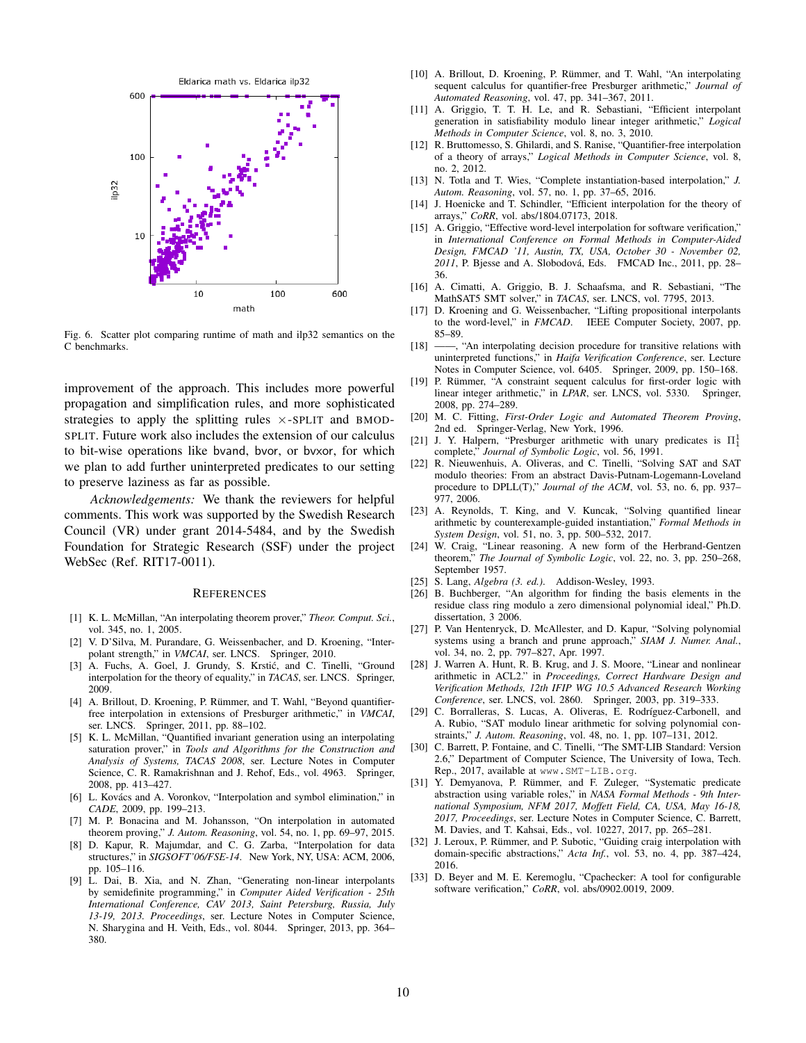Eldarica math vs. Eldarica ilp32

600

100

10

ilp32

10

100

600

math

Fig. 6. Scatter plot comparing runtime of math and ilp32 semantics on the C benchmarks.

improvement of the approach. This includes more powerful propagation and simplification rules, and more sophisticated strategies to apply the splitting rules ×-SPLIT and BMOD-SPLIT. Future work also includes the extension of our calculus to bit-wise operations like bvand, bvor, or bvxor, for which we plan to add further uninterpreted predicates to our setting to preserve laziness as far as possible.

*Acknowledgements:* We thank the reviewers for helpful comments. This work was supported by the Swedish Research Council (VR) under grant 2014-5484, and by the Swedish Foundation for Strategic Research (SSF) under the project WebSec (Ref. RIT17-0011).

## REFERENCES

[1] K. L. McMillan, "An interpolating theorem prover," *Theor. Comput. Sci.*, vol. 345, no. 1, 2005.

[2] V. D'Silva, M. Purandare, G. Weissenbacher, and D. Kroening, "Interpolant strength," in *VMCAI*, ser. LNCS. Springer, 2010.

[3] A. Fuchs, A. Goel, J. Grundy, S. Krstić, and C. Tinelli, "Ground interpolation for the theory of equality," in *TACAS*, ser. LNCS. Springer, 2009.

[4] A. Brillout, D. Kroening, P. Rümmer, and T. Wahl, "Beyond quantifier-free interpolation in extensions of Presburger arithmetic," in *VMCAI*, ser. LNCS. Springer, 2011, pp. 88–102.

[5] K. L. McMillan, "Quantified invariant generation using an interpolating saturation prover," in *Tools and Algorithms for the Construction and Analysis of Systems, TACAS 2008*, ser. Lecture Notes in Computer Science, C. R. Ramakrishnan and J. Rehof, Eds., vol. 4963. Springer, 2008, pp. 413–427.

[6] L. Kovács and A. Voronkov, "Interpolation and symbol elimination," in *CADE*, 2009, pp. 199–213.

[7] M. P. Bonacina and M. Johansson, "On interpolation in automated theorem proving," *J. Autom. Reasoning*, vol. 54, no. 1, pp. 69–97, 2015.

[8] D. Kapur, R. Majumdar, and C. G. Zarba, "Interpolation for data structures," in *SIGSOFT'06/FSE-14*. New York, NY, USA: ACM, 2006, pp. 105–116.

[9] L. Dai, B. Xia, and N. Zhan, "Generating non-linear interpolants by semidefinite programming," in *Computer Aided Verification - 25th International Conference, CAV 2013, Saint Petersburg, Russia, July 13-19, 2013. Proceedings*, ser. Lecture Notes in Computer Science, N. Sharygina and H. Veith, Eds., vol. 8044. Springer, 2013, pp. 364–380.

[10] A. Brillout, D. Kroening, P. Rümmer, and T. Wahl, "An interpolating sequent calculus for quantifier-free Presburger arithmetic," *Journal of Automated Reasoning*, vol. 47, pp. 341–367, 2011.

[11] A. Griggio, T. T. H. Le, and R. Sebastiani, "Efficient interpolant generation in satisfiability modulo linear integer arithmetic," *Logical Methods in Computer Science*, vol. 8, no. 3, 2010.

[12] R. Bruttomesso, S. Ghilardi, and S. Ranise, "Quantifier-free interpolation of a theory of arrays," *Logical Methods in Computer Science*, vol. 8, no. 2, 2012.

[13] N. Totla and T. Wies, "Complete instantiation-based interpolation," *J. Autom. Reasoning*, vol. 57, no. 1, pp. 37–65, 2016.

[14] J. Hoenicke and T. Schindler, "Efficient interpolation for the theory of arrays," *CoRR*, vol. abs/1804.07173, 2018.

[15] A. Griggio, "Effective word-level interpolation for software verification," in *International Conference on Formal Methods in Computer-Aided Design, FMCAD '11, Austin, TX, USA, October 30 - November 02, 2011*, P. Bjesse and A. Slobodová, Eds. FMCAD Inc., 2011, pp. 28–36.

[16] A. Cimatti, A. Griggio, B. J. Schaafsma, and R. Sebastiani, "The MathSAT5 SMT solver," in *TACAS*, ser. LNCS, vol. 7795, 2013.

[17] D. Kroening and G. Weissenbacher, "Lifting propositional interpolants to the word-level," in *FMCAD*. IEEE Computer Society, 2007, pp. 85–89.

[18] ——, "An interpolating decision procedure for transitive relations with uninterpreted functions," in *Haifa Verification Conference*, ser. Lecture Notes in Computer Science, vol. 6405. Springer, 2009, pp. 150–168.

[19] P. Rümmer, "A constraint sequent calculus for first-order logic with linear integer arithmetic," in *LPAR*, ser. LNCS, vol. 5330. Springer, 2008, pp. 274–289.

[20] M. C. Fitting, *First-Order Logic and Automated Theorem Proving*, 2nd ed. Springer-Verlag, New York, 1996.

[21] J. Y. Halpern, "Presburger arithmetic with unary predicates is $\Pi^1_1$ complete," *Journal of Symbolic Logic*, vol. 56, 1991.

[22] R. Nieuwenhuis, A. Oliveras, and C. Tinelli, "Solving SAT and SAT modulo theories: From an abstract Davis-Putnam-Logemann-Loveland procedure to DPLL(T)," *Journal of the ACM*, vol. 53, no. 6, pp. 937–977, 2006.

[23] A. Reynolds, T. King, and V. Kuncak, "Solving quantified linear arithmetic by counterexample-guided instantiation," *Formal Methods in System Design*, vol. 51, no. 3, pp. 500–532, 2017.

[24] W. Craig, "Linear reasoning. A new form of the Herbrand-Gentzen theorem," *The Journal of Symbolic Logic*, vol. 22, no. 3, pp. 250–268, September 1957.

[25] S. Lang, *Algebra (3. ed.)*. Addison-Wesley, 1993.

[26] B. Buchberger, "An algorithm for finding the basis elements in the residue class ring modulo a zero dimensional polynomial ideal," Ph.D. dissertation, 3 2006.

[27] P. Van Hentenryck, D. McAllester, and D. Kapur, "Solving polynomial systems using a branch and prune approach," *SIAM J. Numer. Anal.*, vol. 34, no. 2, pp. 797–827, Apr. 1997.

[28] J. Warren A. Hunt, R. B. Krug, and J. S. Moore, "Linear and nonlinear arithmetic in ACL2." in *Proceedings, Correct Hardware Design and Verification Methods, 12th IFIP WG 10.5 Advanced Research Working Conference*, ser. LNCS, vol. 2860. Springer, 2003, pp. 319–333.

[29] C. Borralleras, S. Lucas, A. Oliveras, E. Rodríguez-Carbonell, and A. Rubio, "SAT modulo linear arithmetic for solving polynomial constraints," *J. Autom. Reasoning*, vol. 48, no. 1, pp. 107–131, 2012.

[30] C. Barrett, P. Fontaine, and C. Tinelli, "The SMT-LIB Standard: Version 2.6," Department of Computer Science, The University of Iowa, Tech. Rep., 2017, available at www.SMT-LIB.org.

[31] Y. Demyanova, P. Rümmer, and F. Zuleger, "Systematic predicate abstraction using variable roles," in *NASA Formal Methods - 9th International Symposium, NFM 2017, Moffett Field, CA, USA, May 16-18, 2017, Proceedings*, ser. Lecture Notes in Computer Science, C. Barrett, M. Davies, and T. Kahsai, Eds., vol. 10227, 2017, pp. 265–281.

[32] J. Leroux, P. Rümmer, and P. Subotic, "Guiding craig interpolation with domain-specific abstractions," *Acta Inf.*, vol. 53, no. 4, pp. 387–424, 2016.

[33] D. Beyer and M. E. Keremoglu, "Cpachecker: A tool for configurable software verification," *CoRR*, vol. abs/0902.0019, 2009.